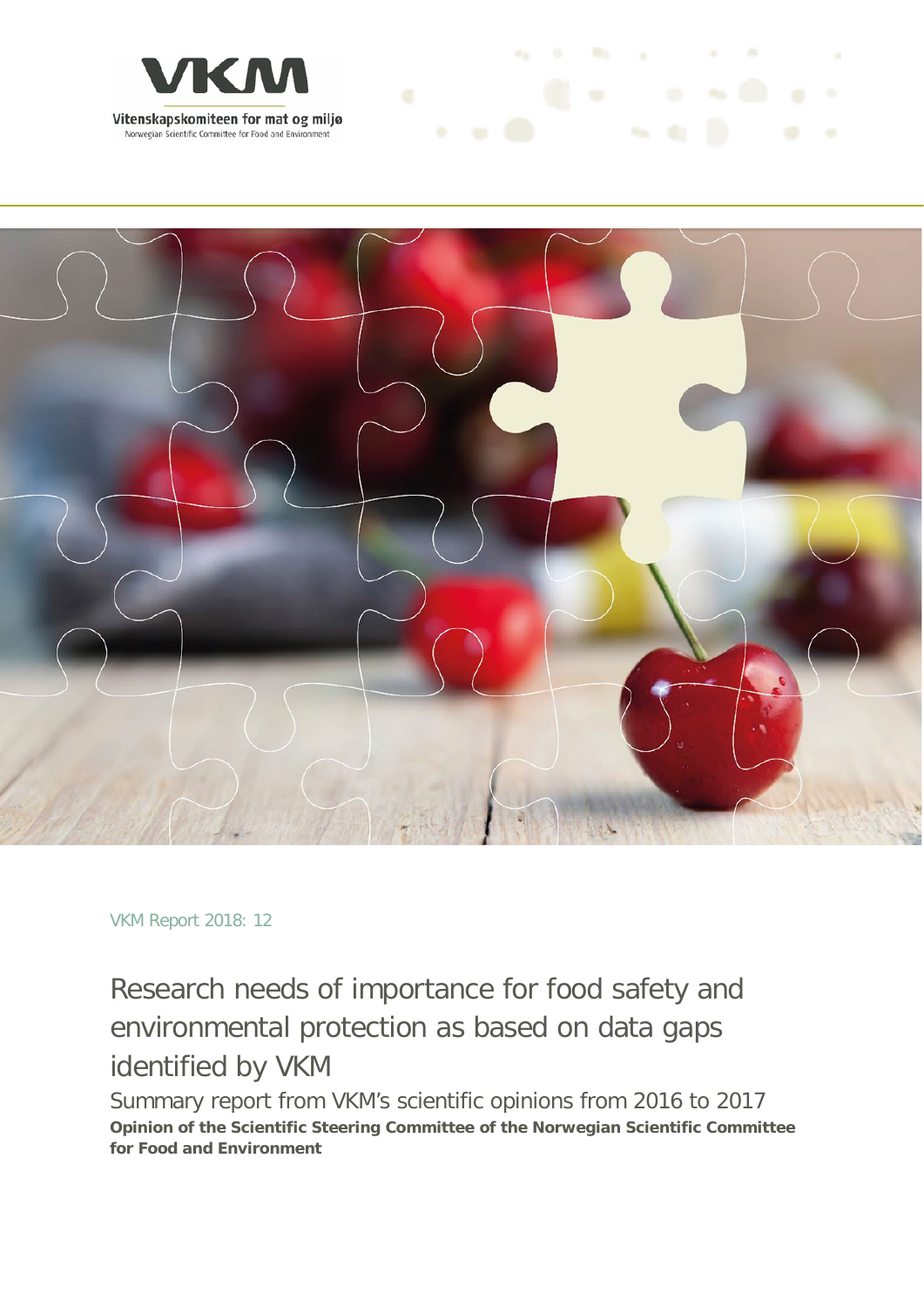VKM

Vitenskapskomiteen for mat og miljø

Norwegian Scientific Committee for Food and Environment

VKM Report 2018: 12

# Research needs of importance for food safety and environmental protection as based on data gaps identified by VKM

## Summary report from VKM's scientific opinions from 2016 to 2017

**Opinion of the Scientific Steering Committee of the Norwegian Scientific Committee for Food and Environment**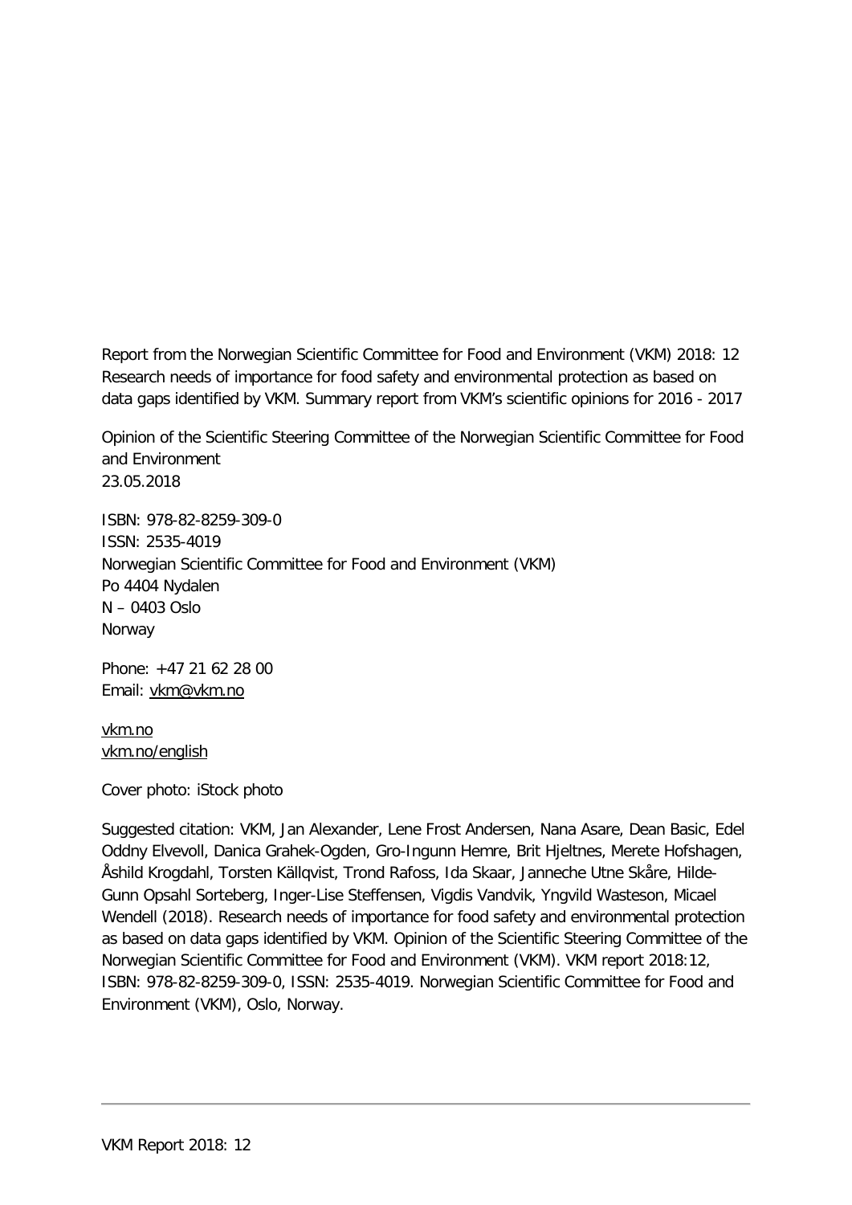Report from the Norwegian Scientific Committee for Food and Environment (VKM) 2018: 12
Research needs of importance for food safety and environmental protection as based on data gaps identified by VKM. Summary report from VKM's scientific opinions for 2016 - 2017

Opinion of the Scientific Steering Committee of the Norwegian Scientific Committee for Food and Environment
23.05.2018

ISBN: 978-82-8259-309-0
ISSN: 2535-4019
Norwegian Scientific Committee for Food and Environment (VKM)
Po 4404 Nydalen
N – 0403 Oslo
Norway

Phone: +47 21 62 28 00
Email: vkm@vkm.no

vkm.no
vkm.no/english

Cover photo: iStock photo

Suggested citation: VKM, Jan Alexander, Lene Frost Andersen, Nana Asare, Dean Basic, Edel Oddny Elvevoll, Danica Grahek-Ogden, Gro-Ingunn Hemre, Brit Hjeltnes, Merete Hofshagen, Åshild Krogdahl, Torsten Källqvist, Trond Rafoss, Ida Skaar, Janneche Utne Skåre, Hilde-Gunn Opsahl Sorteberg, Inger-Lise Steffensen, Vigdis Vandvik, Yngvild Wasteson, Micael Wendell (2018). Research needs of importance for food safety and environmental protection as based on data gaps identified by VKM. Opinion of the Scientific Steering Committee of the Norwegian Scientific Committee for Food and Environment (VKM). VKM report 2018:12, ISBN: 978-82-8259-309-0, ISSN: 2535-4019. Norwegian Scientific Committee for Food and Environment (VKM), Oslo, Norway.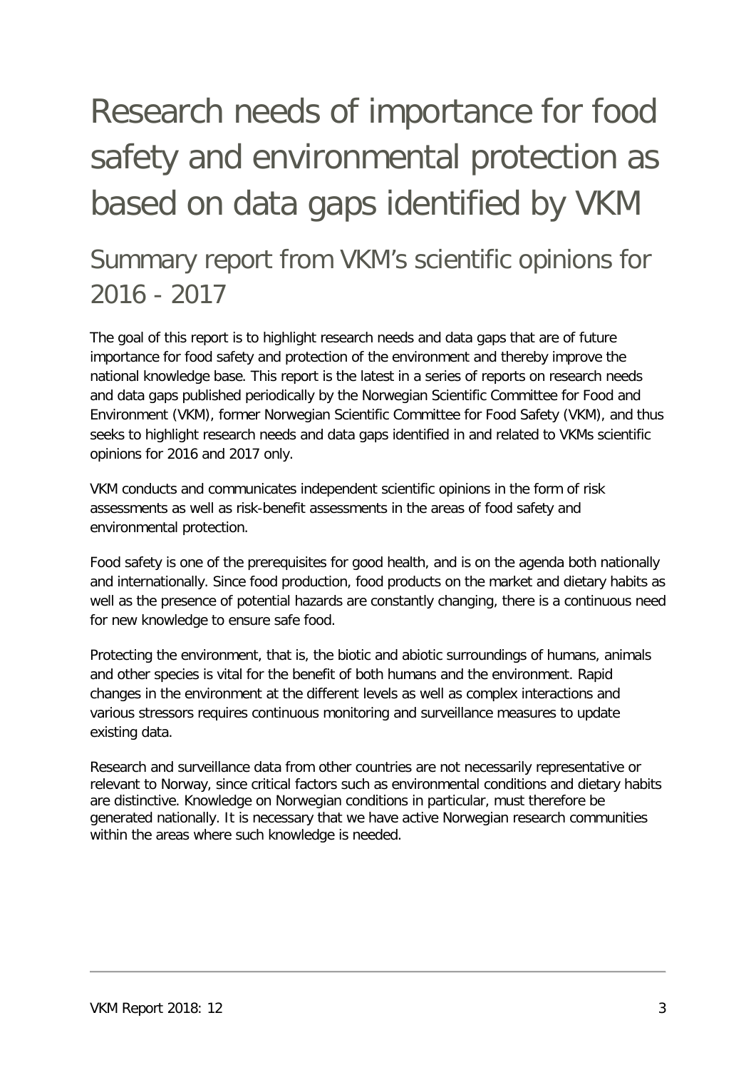# Research needs of importance for food safety and environmental protection as based on data gaps identified by VKM

## Summary report from VKM's scientific opinions for 2016 - 2017

The goal of this report is to highlight research needs and data gaps that are of future importance for food safety and protection of the environment and thereby improve the national knowledge base. This report is the latest in a series of reports on research needs and data gaps published periodically by the Norwegian Scientific Committee for Food and Environment (VKM), former Norwegian Scientific Committee for Food Safety (VKM), and thus seeks to highlight research needs and data gaps identified in and related to VKMs scientific opinions for 2016 and 2017 only.

VKM conducts and communicates independent scientific opinions in the form of risk assessments as well as risk-benefit assessments in the areas of food safety and environmental protection.

Food safety is one of the prerequisites for good health, and is on the agenda both nationally and internationally. Since food production, food products on the market and dietary habits as well as the presence of potential hazards are constantly changing, there is a continuous need for new knowledge to ensure safe food.

Protecting the environment, that is, the biotic and abiotic surroundings of humans, animals and other species is vital for the benefit of both humans and the environment. Rapid changes in the environment at the different levels as well as complex interactions and various stressors requires continuous monitoring and surveillance measures to update existing data.

Research and surveillance data from other countries are not necessarily representative or relevant to Norway, since critical factors such as environmental conditions and dietary habits are distinctive. Knowledge on Norwegian conditions in particular, must therefore be generated nationally. It is necessary that we have active Norwegian research communities within the areas where such knowledge is needed.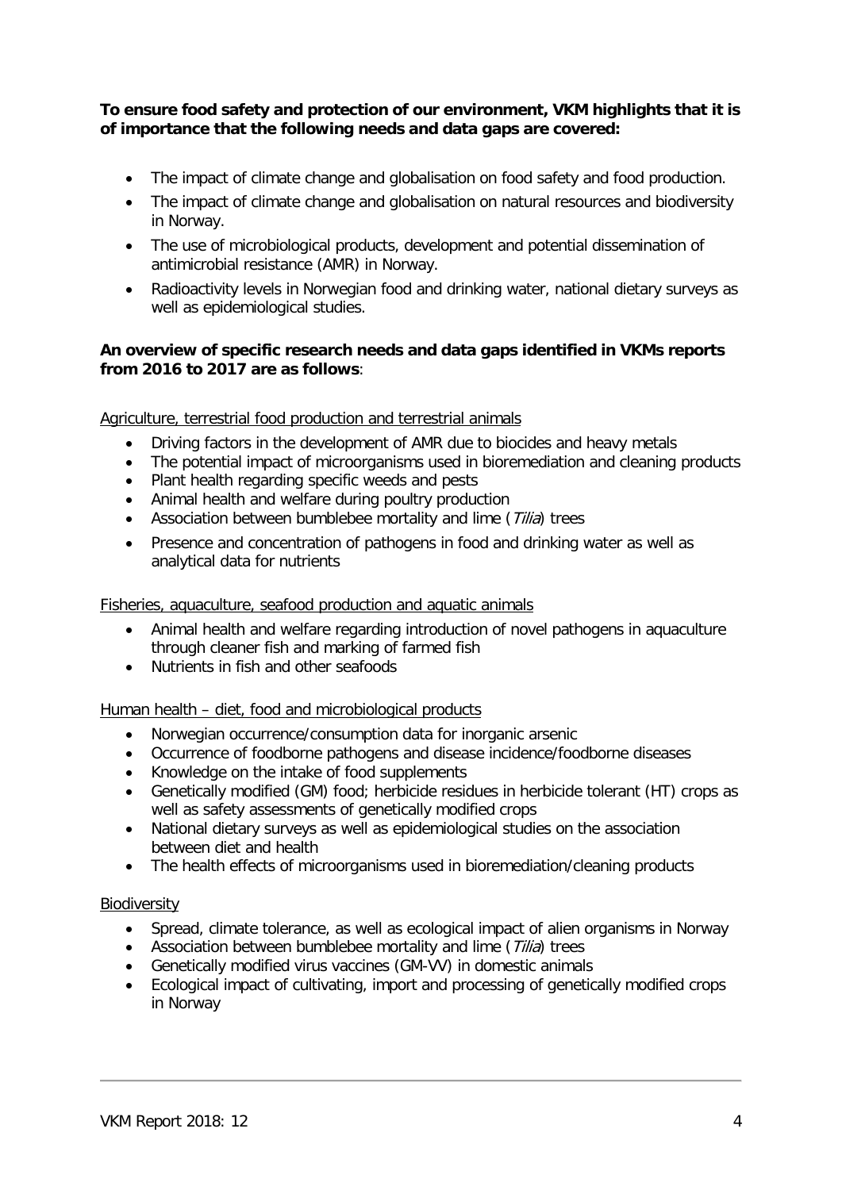**To ensure food safety and protection of our environment, VKM highlights that it is of importance that the following needs and data gaps are covered:**

- The impact of climate change and globalisation on food safety and food production.
- The impact of climate change and globalisation on natural resources and biodiversity in Norway.
- The use of microbiological products, development and potential dissemination of antimicrobial resistance (AMR) in Norway.
- Radioactivity levels in Norwegian food and drinking water, national dietary surveys as well as epidemiological studies.

**An overview of specific research needs and data gaps identified in VKMs reports from 2016 to 2017 are as follows**:

<u>Agriculture, terrestrial food production and terrestrial animals</u>

- Driving factors in the development of AMR due to biocides and heavy metals
- The potential impact of microorganisms used in bioremediation and cleaning products
- Plant health regarding specific weeds and pests
- Animal health and welfare during poultry production
- Association between bumblebee mortality and lime (*Tilia*) trees
- Presence and concentration of pathogens in food and drinking water as well as analytical data for nutrients

<u>Fisheries, aquaculture, seafood production and aquatic animals</u>

- Animal health and welfare regarding introduction of novel pathogens in aquaculture through cleaner fish and marking of farmed fish
- Nutrients in fish and other seafoods

<u>Human health – diet, food and microbiological products</u>

- Norwegian occurrence/consumption data for inorganic arsenic
- Occurrence of foodborne pathogens and disease incidence/foodborne diseases
- Knowledge on the intake of food supplements
- Genetically modified (GM) food; herbicide residues in herbicide tolerant (HT) crops as well as safety assessments of genetically modified crops
- National dietary surveys as well as epidemiological studies on the association between diet and health
- The health effects of microorganisms used in bioremediation/cleaning products

<u>Biodiversity</u>

- Spread, climate tolerance, as well as ecological impact of alien organisms in Norway
- Association between bumblebee mortality and lime (*Tilia*) trees
- Genetically modified virus vaccines (GM-VV) in domestic animals
- Ecological impact of cultivating, import and processing of genetically modified crops in Norway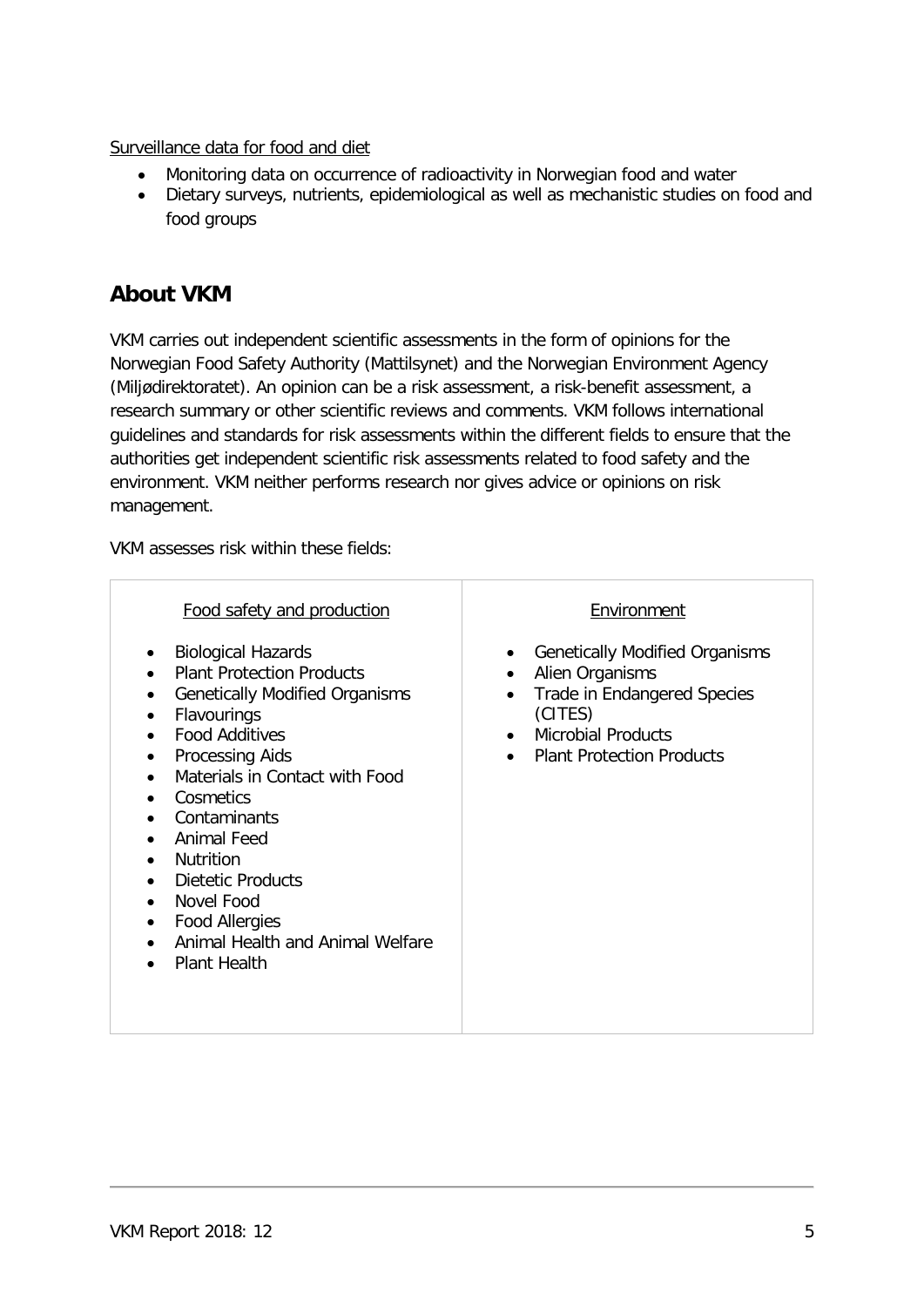Surveillance data for food and diet

- Monitoring data on occurrence of radioactivity in Norwegian food and water
- Dietary surveys, nutrients, epidemiological as well as mechanistic studies on food and food groups

## About VKM

VKM carries out independent scientific assessments in the form of opinions for the Norwegian Food Safety Authority (Mattilsynet) and the Norwegian Environment Agency (Miljødirektoratet). An opinion can be a risk assessment, a risk-benefit assessment, a research summary or other scientific reviews and comments. VKM follows international guidelines and standards for risk assessments within the different fields to ensure that the authorities get independent scientific risk assessments related to food safety and the environment. VKM neither performs research nor gives advice or opinions on risk management.

VKM assesses risk within these fields:

| Food safety and production | Environment |
| --- | --- |
| • Biological Hazards<br>• Plant Protection Products<br>• Genetically Modified Organisms<br>• Flavourings<br>• Food Additives<br>• Processing Aids<br>• Materials in Contact with Food<br>• Cosmetics<br>• Contaminants<br>• Animal Feed<br>• Nutrition<br>• Dietetic Products<br>• Novel Food<br>• Food Allergies<br>• Animal Health and Animal Welfare<br>• Plant Health | • Genetically Modified Organisms<br>• Alien Organisms<br>• Trade in Endangered Species (CITES)<br>• Microbial Products<br>• Plant Protection Products |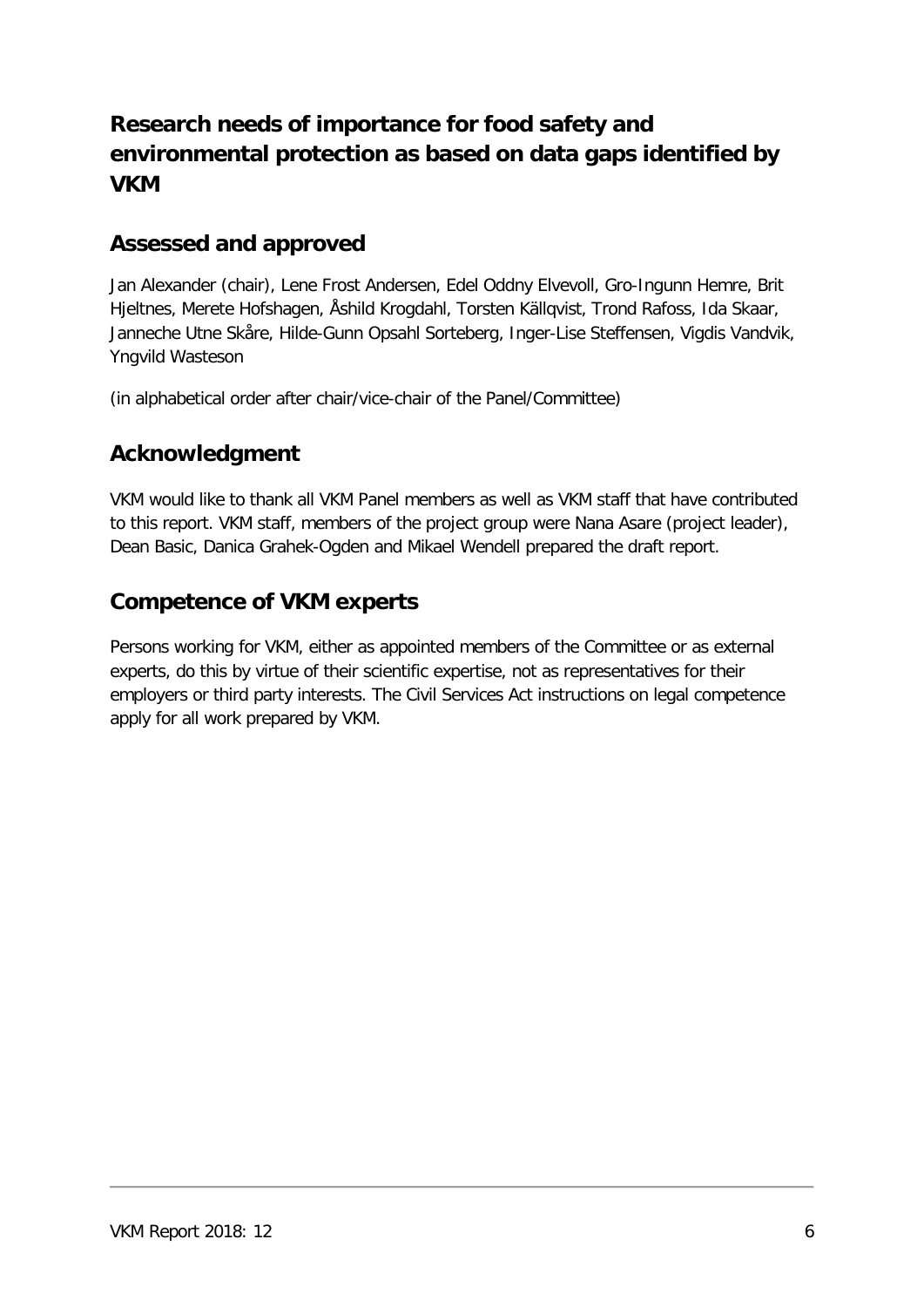## Research needs of importance for food safety and environmental protection as based on data gaps identified by VKM

## Assessed and approved

Jan Alexander (chair), Lene Frost Andersen, Edel Oddny Elvevoll, Gro-Ingunn Hemre, Brit Hjeltnes, Merete Hofshagen, Åshild Krogdahl, Torsten Källqvist, Trond Rafoss, Ida Skaar, Janneche Utne Skåre, Hilde-Gunn Opsahl Sorteberg, Inger-Lise Steffensen, Vigdis Vandvik, Yngvild Wasteson

(in alphabetical order after chair/vice-chair of the Panel/Committee)

## Acknowledgment

VKM would like to thank all VKM Panel members as well as VKM staff that have contributed to this report. VKM staff, members of the project group were Nana Asare (project leader), Dean Basic, Danica Grahek-Ogden and Mikael Wendell prepared the draft report.

## Competence of VKM experts

Persons working for VKM, either as appointed members of the Committee or as external experts, do this by virtue of their scientific expertise, not as representatives for their employers or third party interests. The Civil Services Act instructions on legal competence apply for all work prepared by VKM.